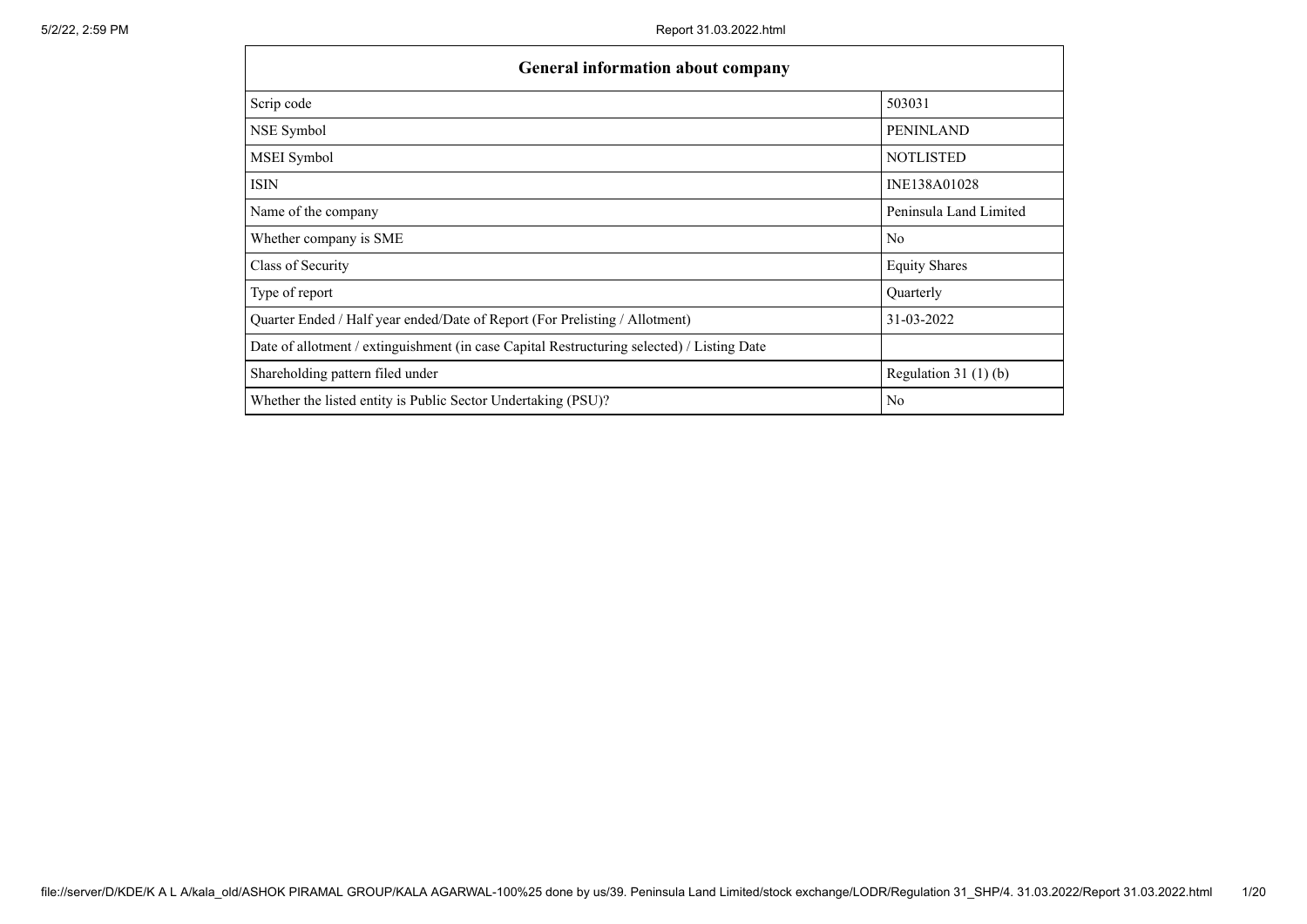| General information about company | |
|---|---|
| Scrip code | 503031 |
| NSE Symbol | PENINLAND |
| MSEI Symbol | NOTLISTED |
| ISIN | INE138A01028 |
| Name of the company | Peninsula Land Limited |
| Whether company is SME | No |
| Class of Security | Equity Shares |
| Type of report | Quarterly |
| Quarter Ended / Half year ended/Date of Report (For Prelisting / Allotment) | 31-03-2022 |
| Date of allotment / extinguishment (in case Capital Restructuring selected) / Listing Date | |
| Shareholding pattern filed under | Regulation 31 (1) (b) |
| Whether the listed entity is Public Sector Undertaking (PSU)? | No |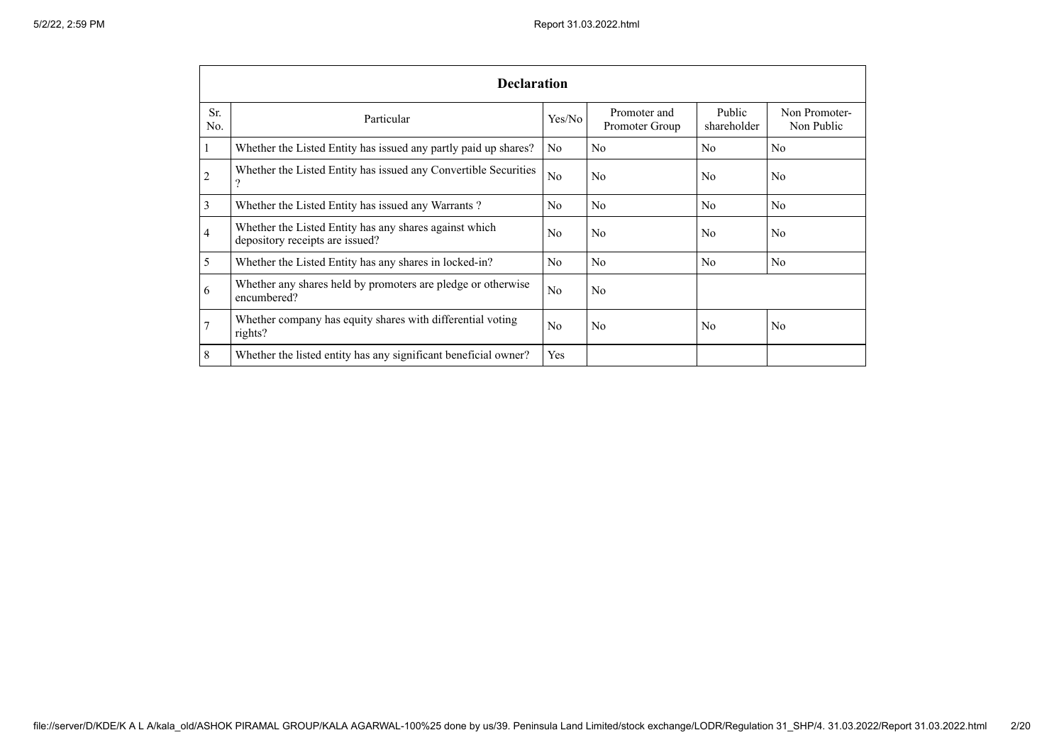| Declaration | | | | | |
|---|---|---|---|---|---|
| Sr. No. | Particular | Yes/No | Promoter and Promoter Group | Public shareholder | Non Promoter- Non Public |
| 1 | Whether the Listed Entity has issued any partly paid up shares? | No | No | No | No |
| 2 | Whether the Listed Entity has issued any Convertible Securities ? | No | No | No | No |
| 3 | Whether the Listed Entity has issued any Warrants ? | No | No | No | No |
| 4 | Whether the Listed Entity has any shares against which depository receipts are issued? | No | No | No | No |
| 5 | Whether the Listed Entity has any shares in locked-in? | No | No | No | No |
| 6 | Whether any shares held by promoters are pledge or otherwise encumbered? | No | No | | |
| 7 | Whether company has equity shares with differential voting rights? | No | No | No | No |
| 8 | Whether the listed entity has any significant beneficial owner? | Yes | | | |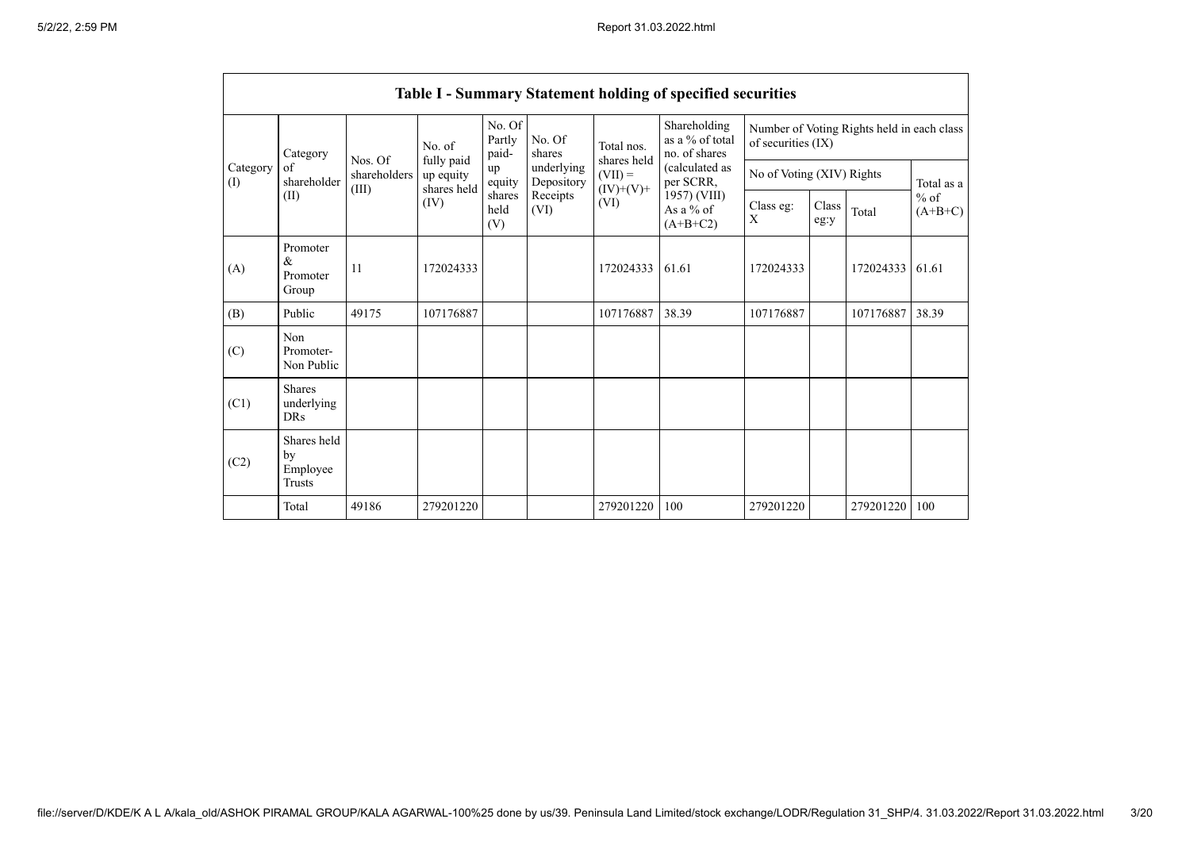## Table I - Summary Statement holding of specified securities

| Category (I) | Category of shareholder (II) | Nos. Of shareholders (III) | No. of fully paid up equity shares held (IV) | No. Of Partly paid-up equity shares held (V) | No. Of shares underlying Depository Receipts (VI) | Total nos. shares held (VII) = (IV)+(V)+ (VI) | Shareholding as a % of total no. of shares (calculated as per SCRR, 1957) (VIII) As a % of (A+B+C2) | Number of Voting Rights held in each class of securities (IX) | | | |
|---|---|---|---|---|---|---|---|---|---|---|---|
| | | | | | | | | No of Voting (XIV) Rights | | | Total as a % of (A+B+C) |
| | | | | | | | | Class eg: X | Class eg:y | Total | |
| (A) | Promoter & Promoter Group | 11 | 172024333 | | | 172024333 | 61.61 | 172024333 | | 172024333 | 61.61 |
| (B) | Public | 49175 | 107176887 | | | 107176887 | 38.39 | 107176887 | | 107176887 | 38.39 |
| (C) | Non Promoter- Non Public | | | | | | | | | | |
| (C1) | Shares underlying DRs | | | | | | | | | | |
| (C2) | Shares held by Employee Trusts | | | | | | | | | | |
| | Total | 49186 | 279201220 | | | 279201220 | 100 | 279201220 | | 279201220 | 100 |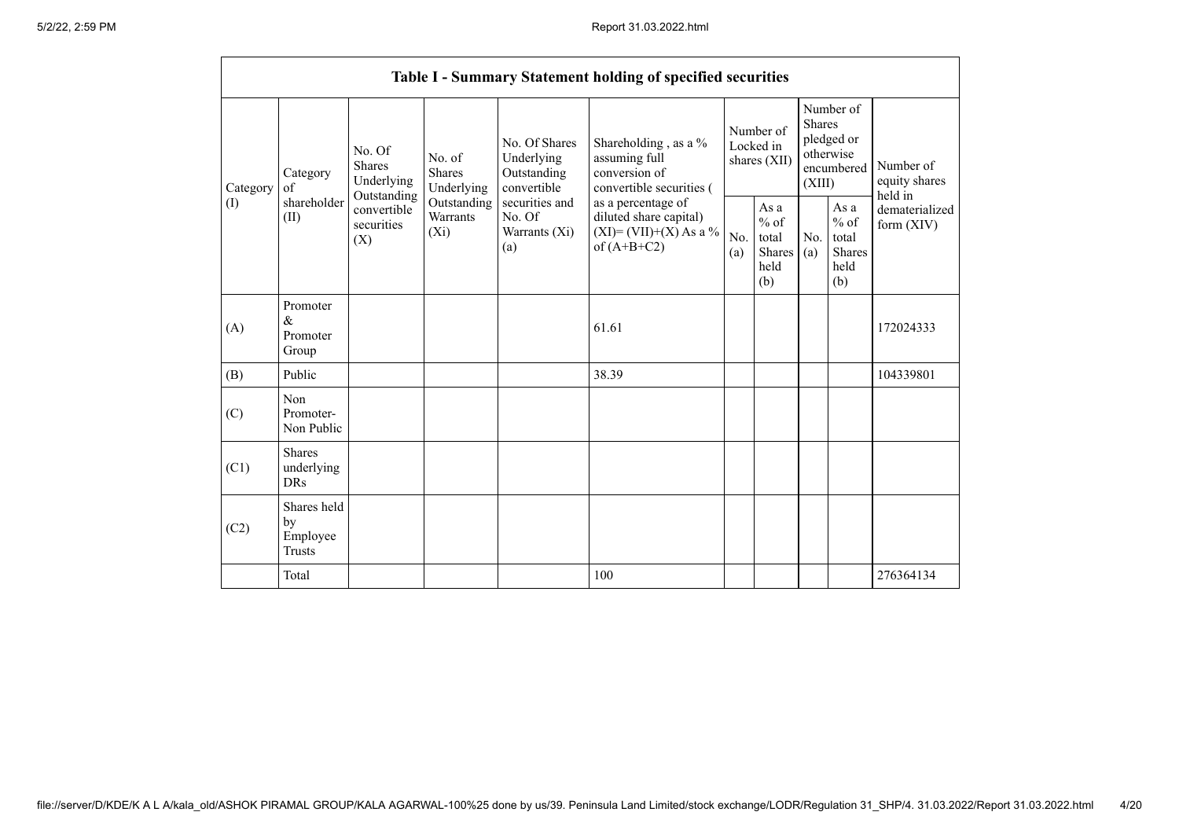| Table I - Summary Statement holding of specified securities | | | | | | | | | | | |
|---|---|---|---|---|---|---|---|---|---|---|---|
| Category (I) | Category of shareholder (II) | No. Of Shares Underlying Outstanding convertible securities (X) | No. of Shares Underlying Outstanding Warrants (Xi) | No. Of Shares Underlying Outstanding convertible securities and No. Of Warrants (Xi) (a) | Shareholding , as a % assuming full conversion of convertible securities ( as a percentage of diluted share capital) (XI)= (VII)+(X) As a % of (A+B+C2) | Number of Locked in shares (XII) | | Number of Shares pledged or otherwise encumbered (XIII) | | Number of equity shares held in dematerialized form (XIV) |
| | | | | | | No. (a) | As a % of total Shares held (b) | No. (a) | As a % of total Shares held (b) | |
| (A) | Promoter & Promoter Group | | | | 61.61 | | | | | 172024333 |
| (B) | Public | | | | 38.39 | | | | | 104339801 |
| (C) | Non Promoter- Non Public | | | | | | | | | |
| (C1) | Shares underlying DRs | | | | | | | | | |
| (C2) | Shares held by Employee Trusts | | | | | | | | | |
| | Total | | | | 100 | | | | | 276364134 |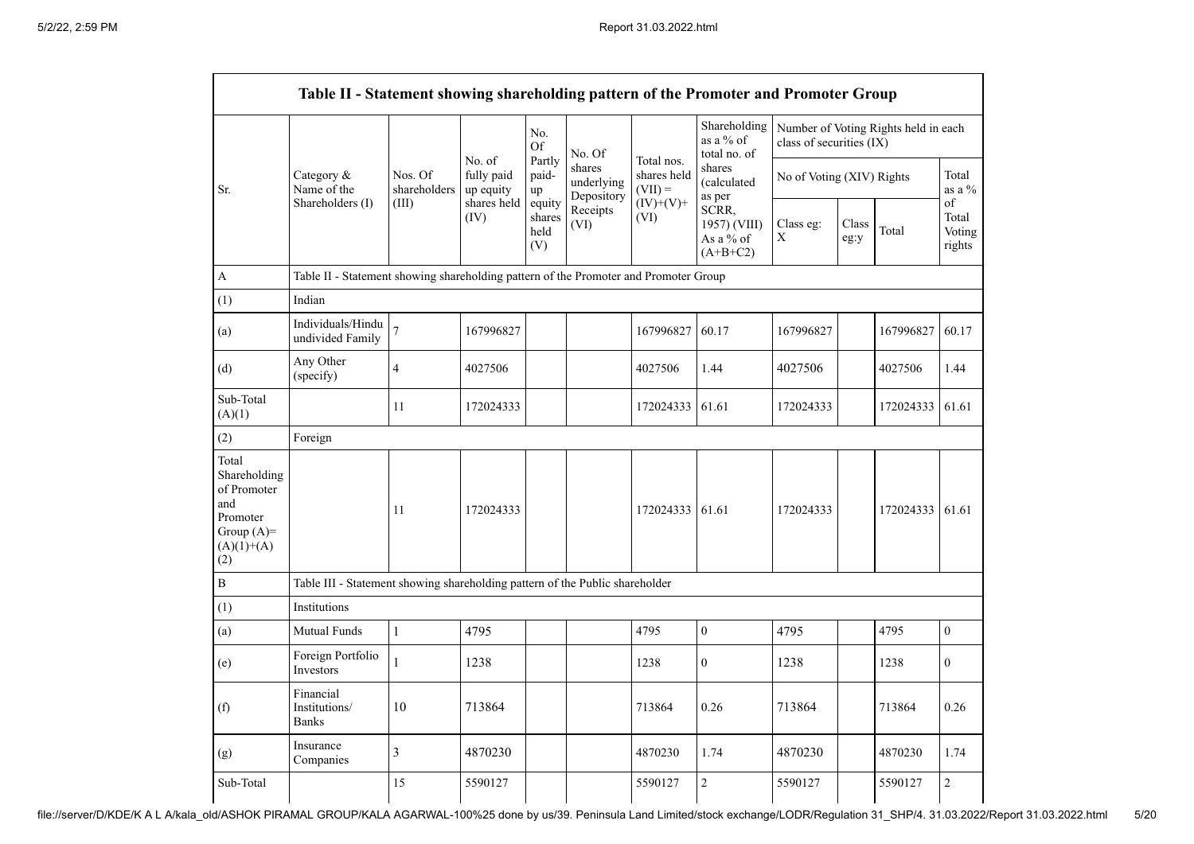| Table II - Statement showing shareholding pattern of the Promoter and Promoter Group | | | | | | | | | | | | |
|---|---|---|---|---|---|---|---|---|---|---|---|---|
| Sr. | Category & Name of the Shareholders (I) | Nos. Of shareholders (III) | No. of fully paid up equity shares held (IV) | No. Of Partly paid-up equity shares held (V) | No. Of shares underlying Depository Receipts (VI) | Total nos. shares held (VII) = (IV)+(V)+ (VI) | Shareholding as a % of total no. of shares (calculated as per SCRR, 1957) (VIII) As a % of (A+B+C2) | Number of Voting Rights held in each class of securities (IX) | | | | |
| | | | | | | | | No of Voting (XIV) Rights | | | Total as a % of Total Voting rights |
| | | | | | | | | Class eg: X | Class eg:y | Total | |
| A | Table II - Statement showing shareholding pattern of the Promoter and Promoter Group | | | | | | | | | | | |
| (1) | Indian | | | | | | | | | | | |
| (a) | Individuals/Hindu undivided Family | 7 | 167996827 | | | 167996827 | 60.17 | 167996827 | | 167996827 | 60.17 |
| (d) | Any Other (specify) | 4 | 4027506 | | | 4027506 | 1.44 | 4027506 | | 4027506 | 1.44 |
| Sub-Total (A)(1) | | 11 | 172024333 | | | 172024333 | 61.61 | 172024333 | | 172024333 | 61.61 |
| (2) | Foreign | | | | | | | | | | | |
| Total Shareholding of Promoter and Promoter Group (A)= (A)(1)+(A)(2) | | 11 | 172024333 | | | 172024333 | 61.61 | 172024333 | | 172024333 | 61.61 |
| B | Table III - Statement showing shareholding pattern of the Public shareholder | | | | | | | | | | | |
| (1) | Institutions | | | | | | | | | | | |
| (a) | Mutual Funds | 1 | 4795 | | | 4795 | 0 | 4795 | | 4795 | 0 |
| (e) | Foreign Portfolio Investors | 1 | 1238 | | | 1238 | 0 | 1238 | | 1238 | 0 |
| (f) | Financial Institutions/ Banks | 10 | 713864 | | | 713864 | 0.26 | 713864 | | 713864 | 0.26 |
| (g) | Insurance Companies | 3 | 4870230 | | | 4870230 | 1.74 | 4870230 | | 4870230 | 1.74 |
| Sub-Total | | 15 | 5590127 | | | 5590127 | 2 | 5590127 | | 5590127 | 2 |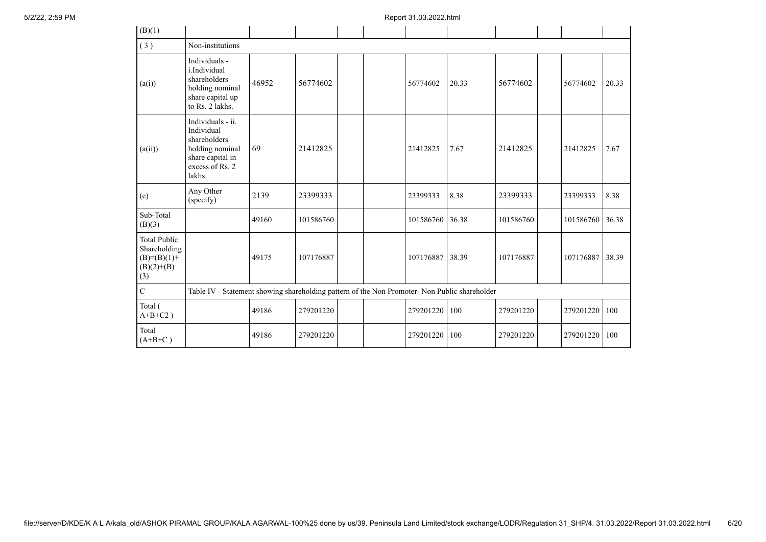| (B)(1) | | | | | | | | | | | |
|---|---|---|---|---|---|---|---|---|---|---|---|
| (3) | Non-institutions | | | | | | | | | | |
| (a(i)) | Individuals - i.Individual shareholders holding nominal share capital up to Rs. 2 lakhs. | 46952 | 56774602 | | | 56774602 | 20.33 | 56774602 | | 56774602 | 20.33 |
| (a(ii)) | Individuals - ii. Individual shareholders holding nominal share capital in excess of Rs. 2 lakhs. | 69 | 21412825 | | | 21412825 | 7.67 | 21412825 | | 21412825 | 7.67 |
| (e) | Any Other (specify) | 2139 | 23399333 | | | 23399333 | 8.38 | 23399333 | | 23399333 | 8.38 |
| Sub-Total (B)(3) | | 49160 | 101586760 | | | 101586760 | 36.38 | 101586760 | | 101586760 | 36.38 |
| Total Public Shareholding (B)=(B)(1)+(B)(2)+(B)(3) | | 49175 | 107176887 | | | 107176887 | 38.39 | 107176887 | | 107176887 | 38.39 |
| C | Table IV - Statement showing shareholding pattern of the Non Promoter- Non Public shareholder | | | | | | | | | | |
| Total ( A+B+C2 ) | | 49186 | 279201220 | | | 279201220 | 100 | 279201220 | | 279201220 | 100 |
| Total (A+B+C ) | | 49186 | 279201220 | | | 279201220 | 100 | 279201220 | | 279201220 | 100 |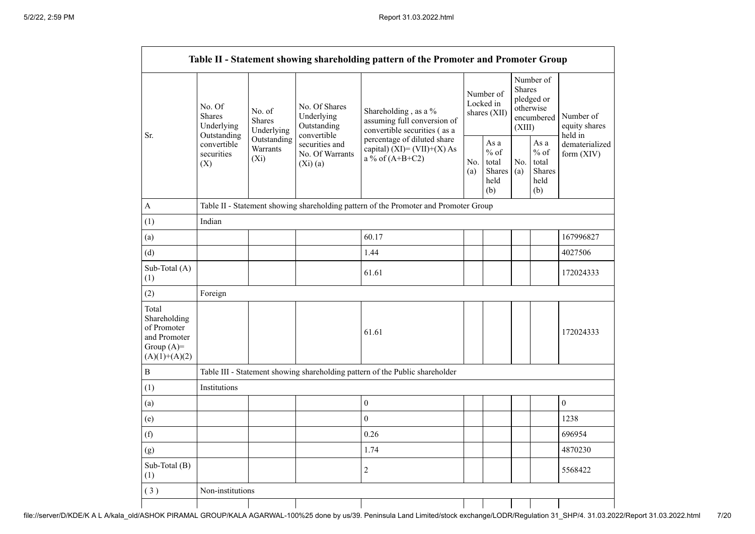| Table II - Statement showing shareholding pattern of the Promoter and Promoter Group | | | | | | | | | |
|---|---|---|---|---|---|---|---|---|---|
| Sr. | No. Of Shares Underlying Outstanding convertible securities (X) | No. of Shares Underlying Outstanding Warrants (Xi) | No. Of Shares Underlying Outstanding convertible securities and No. Of Warrants (Xi) (a) | Shareholding , as a % assuming full conversion of convertible securities ( as a percentage of diluted share capital) (XI)= (VII)+(X) As a % of (A+B+C2) | Number of Locked in shares (XII) | | Number of Shares pledged or otherwise encumbered (XIII) | | Number of equity shares held in dematerialized form (XIV) |
| | | | | | No. (a) | As a % of total Shares held (b) | No. (a) | As a % of total Shares held (b) | |
| A | Table II - Statement showing shareholding pattern of the Promoter and Promoter Group | | | | | | | | |
| (1) | Indian | | | | | | | | |
| (a) | | | | 60.17 | | | | | 167996827 |
| (d) | | | | 1.44 | | | | | 4027506 |
| Sub-Total (A) (1) | | | | 61.61 | | | | | 172024333 |
| (2) | Foreign | | | | | | | | |
| Total Shareholding of Promoter and Promoter Group (A)= (A)(1)+(A)(2) | | | | 61.61 | | | | | 172024333 |
| B | Table III - Statement showing shareholding pattern of the Public shareholder | | | | | | | | |
| (1) | Institutions | | | | | | | | |
| (a) | | | | 0 | | | | | 0 |
| (e) | | | | 0 | | | | | 1238 |
| (f) | | | | 0.26 | | | | | 696954 |
| (g) | | | | 1.74 | | | | | 4870230 |
| Sub-Total (B) (1) | | | | 2 | | | | | 5568422 |
| ( 3 ) | Non-institutions | | | | | | | | |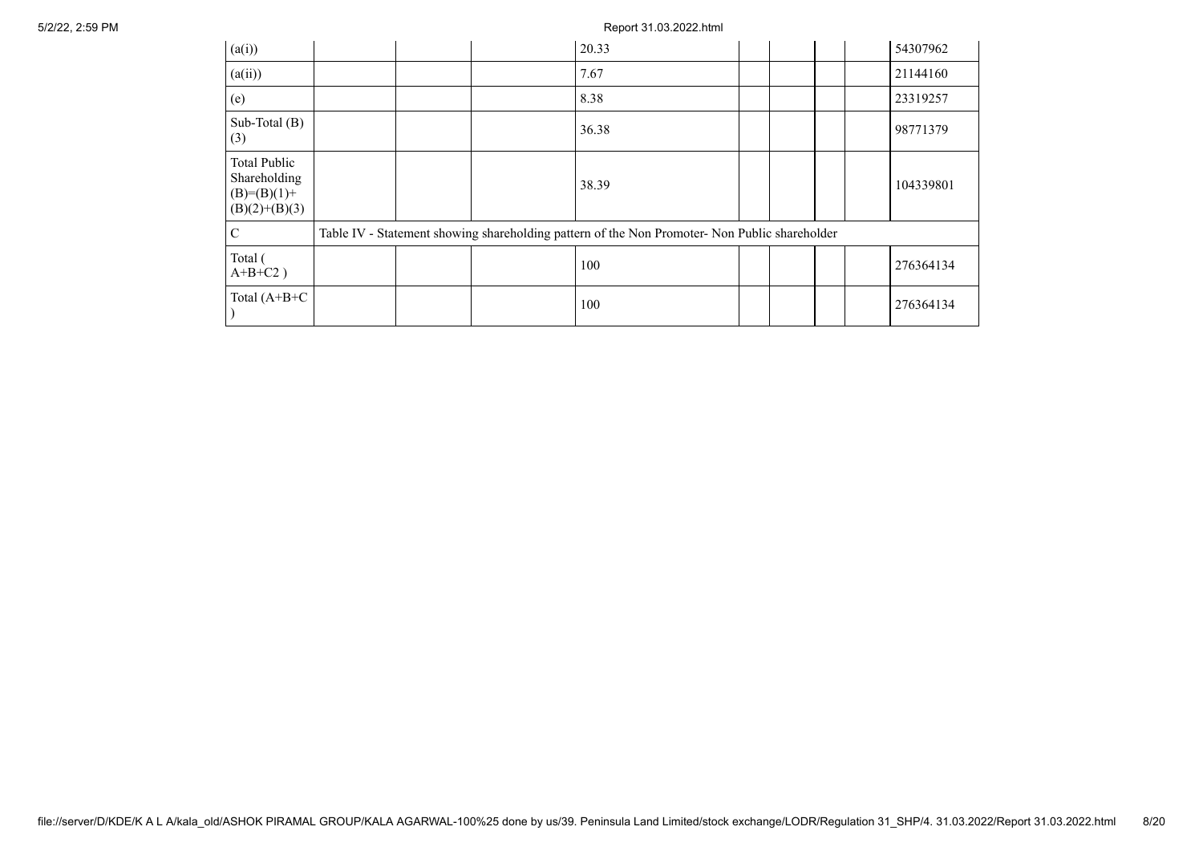| (a(i)) | | | 20.33 | | | | | 54307962 |
| --- | --- | --- | --- | --- | --- | --- | --- | --- |
| (a(ii)) | | | 7.67 | | | | | 21144160 |
| (e) | | | 8.38 | | | | | 23319257 |
| Sub-Total (B) (3) | | | 36.38 | | | | | 98771379 |
| Total Public Shareholding (B)=(B)(1)+(B)(2)+(B)(3) | | | 38.39 | | | | | 104339801 |
| C | Table IV - Statement showing shareholding pattern of the Non Promoter- Non Public shareholder | | | | | | | |
| Total ( A+B+C2 ) | | | 100 | | | | | 276364134 |
| Total (A+B+C ) | | | 100 | | | | | 276364134 |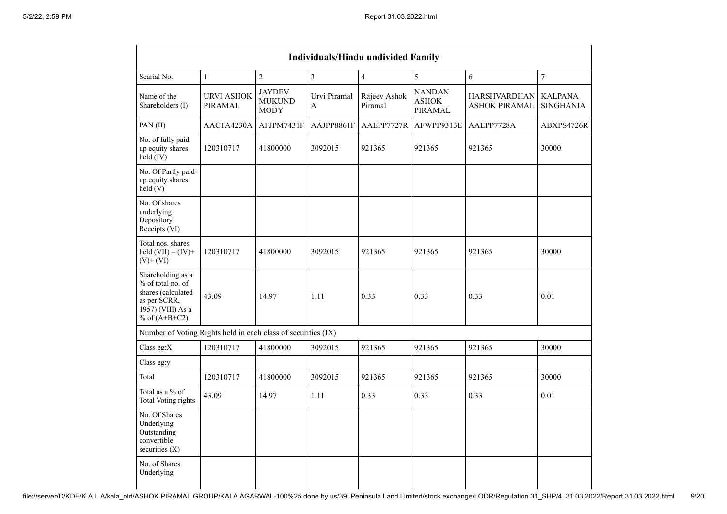| Individuals/Hindu undivided Family | | | | | | | |
|---|---|---|---|---|---|---|---|
| Searial No. | 1 | 2 | 3 | 4 | 5 | 6 | 7 |
| Name of the Shareholders (I) | URVI ASHOK PIRAMAL | JAYDEV MUKUND MODY | Urvi Piramal A | Rajeev Ashok Piramal | NANDAN ASHOK PIRAMAL | HARSHVARDHAN ASHOK PIRAMAL | KALPANA SINGHANIA |
| PAN (II) | AACTA4230A | AFJPM7431F | AAJPP8861F | AAEPP7727R | AFWPP9313E | AAEPP7728A | ABXPS4726R |
| No. of fully paid up equity shares held (IV) | 120310717 | 41800000 | 3092015 | 921365 | 921365 | 921365 | 30000 |
| No. Of Partly paid-up equity shares held (V) | | | | | | | |
| No. Of shares underlying Depository Receipts (VI) | | | | | | | |
| Total nos. shares held (VII) = (IV)+ (V)+ (VI) | 120310717 | 41800000 | 3092015 | 921365 | 921365 | 921365 | 30000 |
| Shareholding as a % of total no. of shares (calculated as per SCRR, 1957) (VIII) As a % of (A+B+C2) | 43.09 | 14.97 | 1.11 | 0.33 | 0.33 | 0.33 | 0.01 |
| Number of Voting Rights held in each class of securities (IX) | | | | | | | |
| Class eg:X | 120310717 | 41800000 | 3092015 | 921365 | 921365 | 921365 | 30000 |
| Class eg:y | | | | | | | |
| Total | 120310717 | 41800000 | 3092015 | 921365 | 921365 | 921365 | 30000 |
| Total as a % of Total Voting rights | 43.09 | 14.97 | 1.11 | 0.33 | 0.33 | 0.33 | 0.01 |
| No. Of Shares Underlying Outstanding convertible securities (X) | | | | | | | |
| No. of Shares Underlying | | | | | | | |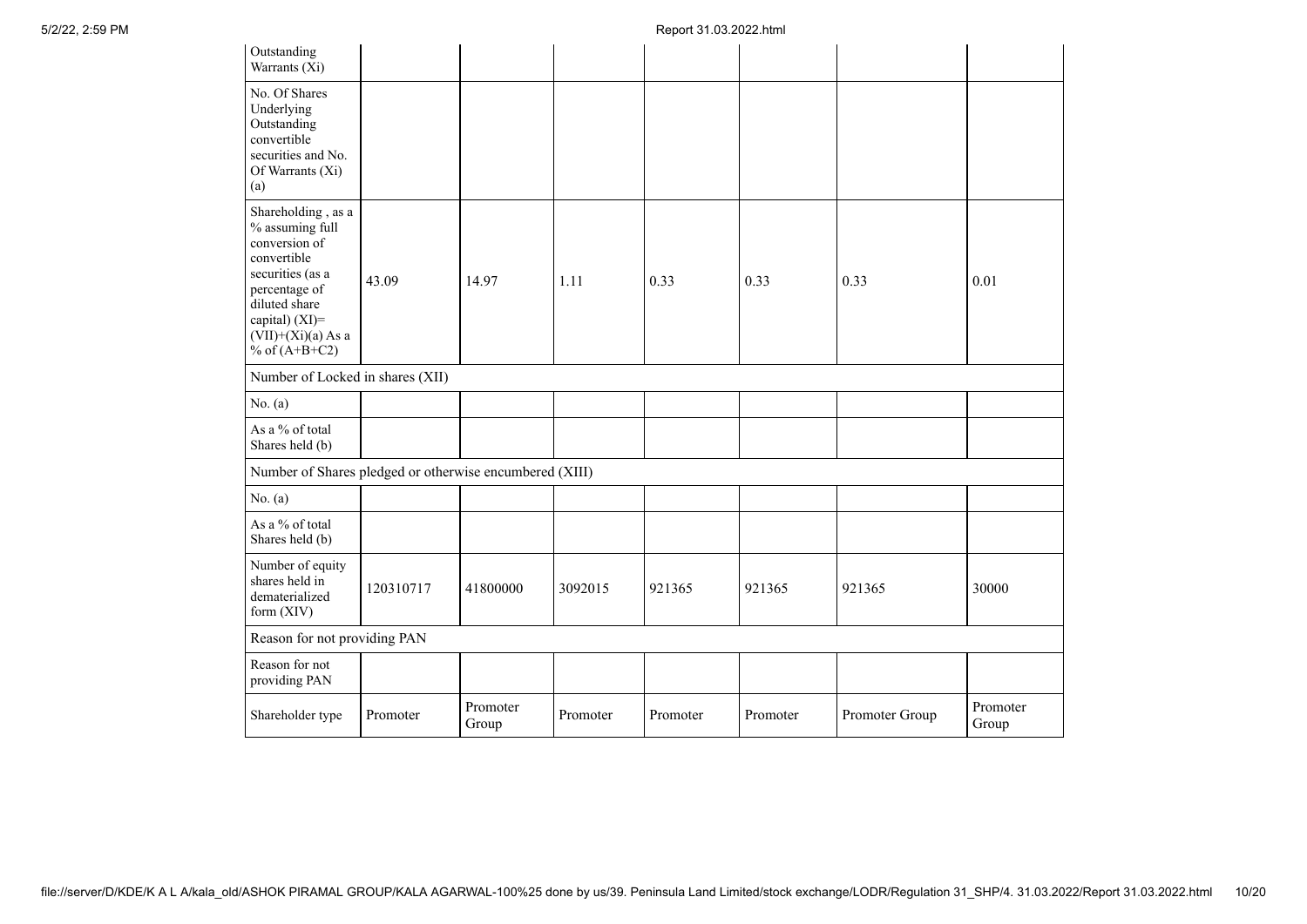| Outstanding Warrants (Xi) | | | | | | | |
|---|---|---|---|---|---|---|---|
| No. Of Shares Underlying Outstanding convertible securities and No. Of Warrants (Xi) (a) | | | | | | | |
| Shareholding , as a % assuming full conversion of convertible securities (as a percentage of diluted share capital) (XI)= (VII)+(Xi)(a) As a % of (A+B+C2) | 43.09 | 14.97 | 1.11 | 0.33 | 0.33 | 0.33 | 0.01 |
| Number of Locked in shares (XII) | | | | | | | |
| No. (a) | | | | | | | |
| As a % of total Shares held (b) | | | | | | | |
| Number of Shares pledged or otherwise encumbered (XIII) | | | | | | | |
| No. (a) | | | | | | | |
| As a % of total Shares held (b) | | | | | | | |
| Number of equity shares held in dematerialized form (XIV) | 120310717 | 41800000 | 3092015 | 921365 | 921365 | 921365 | 30000 |
| Reason for not providing PAN | | | | | | | |
| Reason for not providing PAN | | | | | | | |
| Shareholder type | Promoter | Promoter Group | Promoter | Promoter | Promoter | Promoter Group | Promoter Group |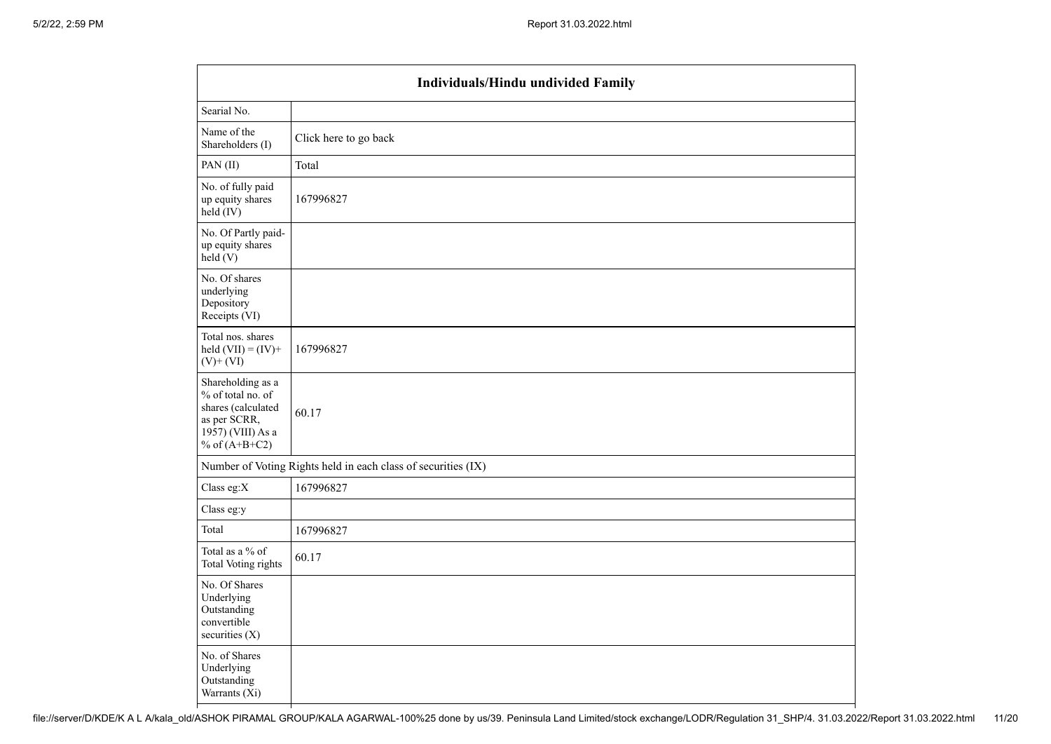| Individuals/Hindu undivided Family | |
|---|---|
| Searial No. | |
| Name of the Shareholders (I) | Click here to go back |
| PAN (II) | Total |
| No. of fully paid up equity shares held (IV) | 167996827 |
| No. Of Partly paid-up equity shares held (V) | |
| No. Of shares underlying Depository Receipts (VI) | |
| Total nos. shares held (VII) = (IV)+ (V)+ (VI) | 167996827 |
| Shareholding as a % of total no. of shares (calculated as per SCRR, 1957) (VIII) As a % of (A+B+C2) | 60.17 |
| Number of Voting Rights held in each class of securities (IX) | |
| Class eg:X | 167996827 |
| Class eg:y | |
| Total | 167996827 |
| Total as a % of Total Voting rights | 60.17 |
| No. Of Shares Underlying Outstanding convertible securities (X) | |
| No. of Shares Underlying Outstanding Warrants (Xi) | |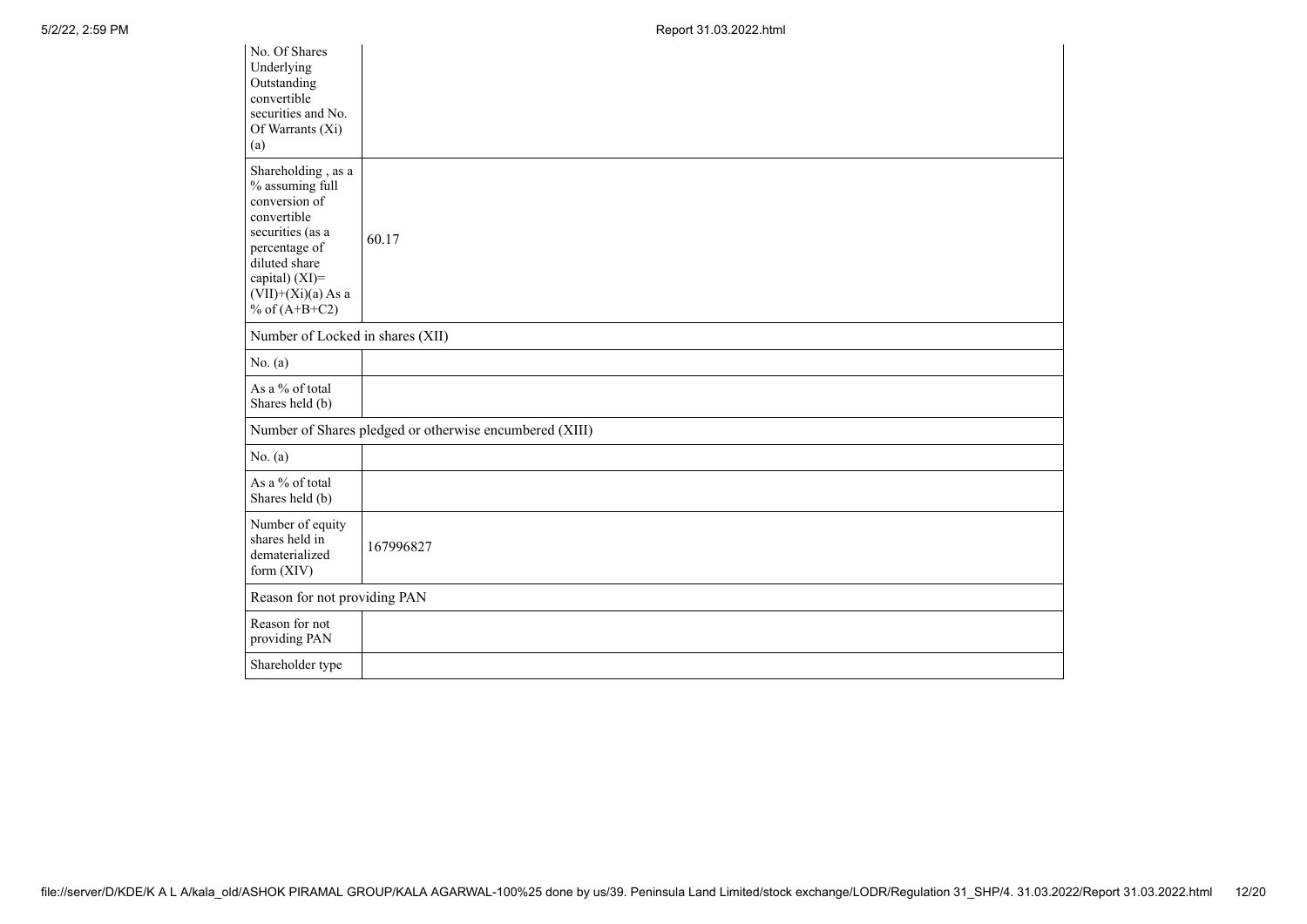| | |
|---|---|
| No. Of Shares Underlying Outstanding convertible securities and No. Of Warrants (Xi) (a) | |
| Shareholding , as a % assuming full conversion of convertible securities (as a percentage of diluted share capital) (XI)= (VII)+(Xi)(a) As a % of (A+B+C2) | 60.17 |
| Number of Locked in shares (XII) | |
| No. (a) | |
| As a % of total Shares held (b) | |
| Number of Shares pledged or otherwise encumbered (XIII) | |
| No. (a) | |
| As a % of total Shares held (b) | |
| Number of equity shares held in dematerialized form (XIV) | 167996827 |
| Reason for not providing PAN | |
| Reason for not providing PAN | |
| Shareholder type | |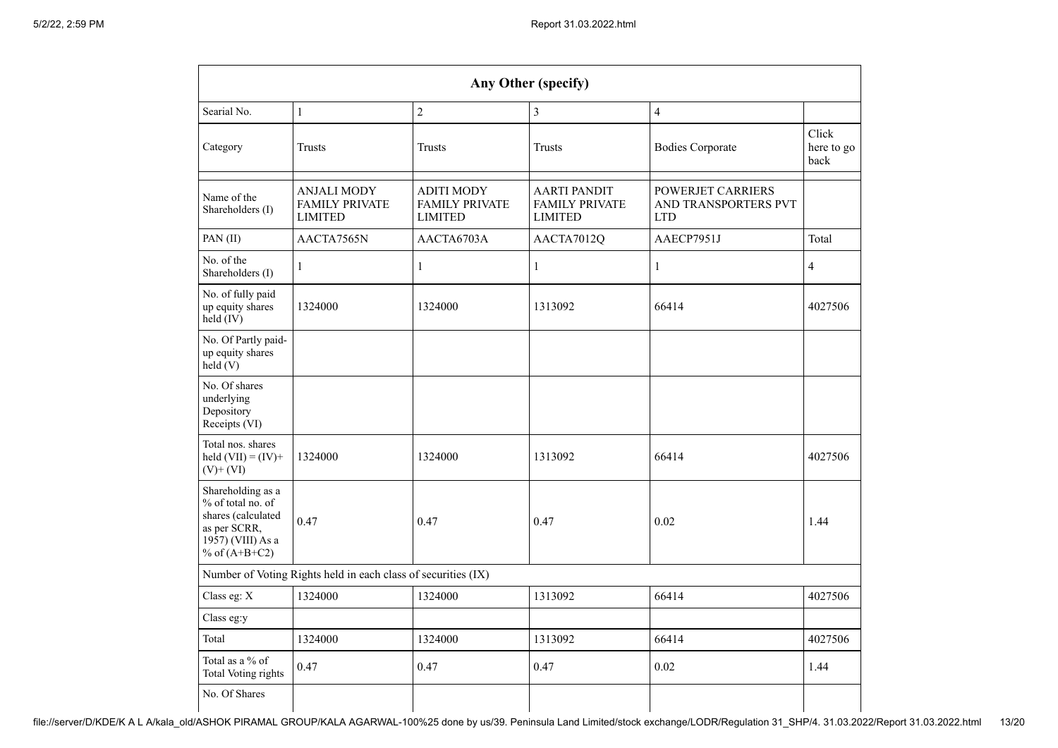| Any Other (specify) | | | | | |
|---|---|---|---|---|---|
| Searial No. | 1 | 2 | 3 | 4 | |
| Category | Trusts | Trusts | Trusts | Bodies Corporate | Click here to go back |
| | | | | | |
| Name of the Shareholders (I) | ANJALI MODY FAMILY PRIVATE LIMITED | ADITI MODY FAMILY PRIVATE LIMITED | AARTI PANDIT FAMILY PRIVATE LIMITED | POWERJET CARRIERS AND TRANSPORTERS PVT LTD | |
| PAN (II) | AACTA7565N | AACTA6703A | AACTA7012Q | AAECP7951J | Total |
| No. of the Shareholders (I) | 1 | 1 | 1 | 1 | 4 |
| No. of fully paid up equity shares held (IV) | 1324000 | 1324000 | 1313092 | 66414 | 4027506 |
| No. Of Partly paid-up equity shares held (V) | | | | | |
| No. Of shares underlying Depository Receipts (VI) | | | | | |
| Total nos. shares held (VII) = (IV)+ (V)+ (VI) | 1324000 | 1324000 | 1313092 | 66414 | 4027506 |
| Shareholding as a % of total no. of shares (calculated as per SCRR, 1957) (VIII) As a % of (A+B+C2) | 0.47 | 0.47 | 0.47 | 0.02 | 1.44 |
| Number of Voting Rights held in each class of securities (IX) | | | | | |
| Class eg: X | 1324000 | 1324000 | 1313092 | 66414 | 4027506 |
| Class eg:y | | | | | |
| Total | 1324000 | 1324000 | 1313092 | 66414 | 4027506 |
| Total as a % of Total Voting rights | 0.47 | 0.47 | 0.47 | 0.02 | 1.44 |
| No. Of Shares | | | | | |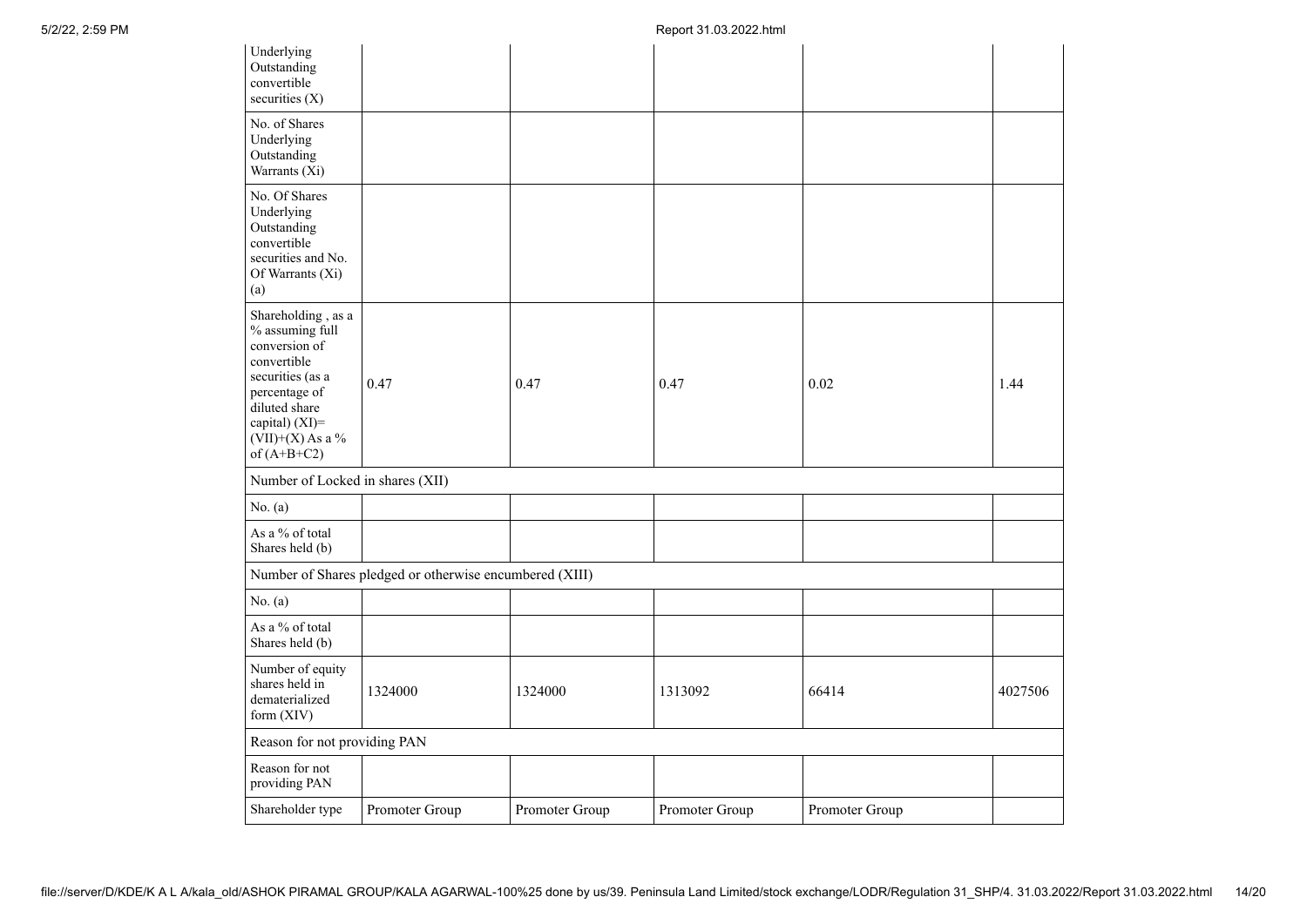| | | | | | |
|---|---|---|---|---|---|
| Underlying Outstanding convertible securities (X) | | | | | |
| No. of Shares Underlying Outstanding Warrants (Xi) | | | | | |
| No. Of Shares Underlying Outstanding convertible securities and No. Of Warrants (Xi) (a) | | | | | |
| Shareholding , as a % assuming full conversion of convertible securities (as a percentage of diluted share capital) (XI)= (VII)+(X) As a % of (A+B+C2) | 0.47 | 0.47 | 0.47 | 0.02 | 1.44 |
| Number of Locked in shares (XII) | | | | | |
| No. (a) | | | | | |
| As a % of total Shares held (b) | | | | | |
| Number of Shares pledged or otherwise encumbered (XIII) | | | | | |
| No. (a) | | | | | |
| As a % of total Shares held (b) | | | | | |
| Number of equity shares held in dematerialized form (XIV) | 1324000 | 1324000 | 1313092 | 66414 | 4027506 |
| Reason for not providing PAN | | | | | |
| Reason for not providing PAN | | | | | |
| Shareholder type | Promoter Group | Promoter Group | Promoter Group | Promoter Group | |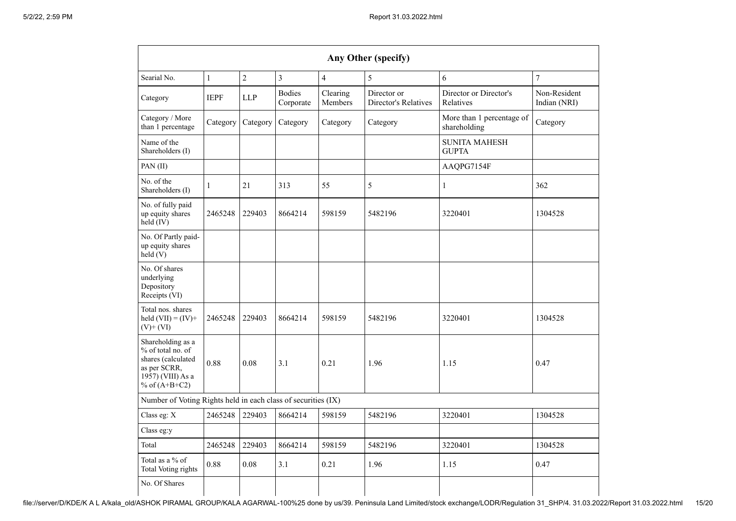| Any Other (specify) | | | | | | | |
|---|---|---|---|---|---|---|---|
| Searial No. | 1 | 2 | 3 | 4 | 5 | 6 | 7 |
| Category | IEPF | LLP | Bodies Corporate | Clearing Members | Director or Director's Relatives | Director or Director's Relatives | Non-Resident Indian (NRI) |
| Category / More than 1 percentage | Category | Category | Category | Category | Category | More than 1 percentage of shareholding | Category |
| Name of the Shareholders (I) | | | | | | SUNITA MAHESH GUPTA | |
| PAN (II) | | | | | | AAQPG7154F | |
| No. of the Shareholders (I) | 1 | 21 | 313 | 55 | 5 | 1 | 362 |
| No. of fully paid up equity shares held (IV) | 2465248 | 229403 | 8664214 | 598159 | 5482196 | 3220401 | 1304528 |
| No. Of Partly paid-up equity shares held (V) | | | | | | | |
| No. Of shares underlying Depository Receipts (VI) | | | | | | | |
| Total nos. shares held (VII) = (IV)+ (V)+ (VI) | 2465248 | 229403 | 8664214 | 598159 | 5482196 | 3220401 | 1304528 |
| Shareholding as a % of total no. of shares (calculated as per SCRR, 1957) (VIII) As a % of (A+B+C2) | 0.88 | 0.08 | 3.1 | 0.21 | 1.96 | 1.15 | 0.47 |
| Number of Voting Rights held in each class of securities (IX) | | | | | | | |
| Class eg: X | 2465248 | 229403 | 8664214 | 598159 | 5482196 | 3220401 | 1304528 |
| Class eg:y | | | | | | | |
| Total | 2465248 | 229403 | 8664214 | 598159 | 5482196 | 3220401 | 1304528 |
| Total as a % of Total Voting rights | 0.88 | 0.08 | 3.1 | 0.21 | 1.96 | 1.15 | 0.47 |
| No. Of Shares | | | | | | | |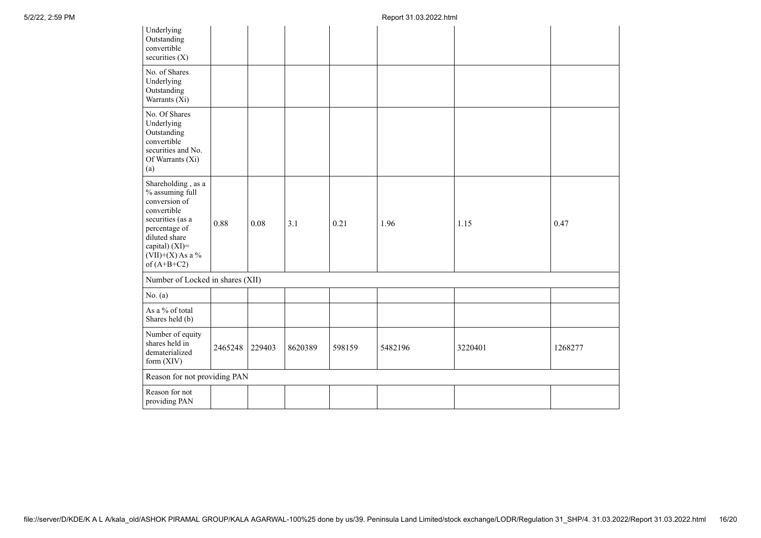| Underlying Outstanding convertible securities (X) | | | | | | | |
|---|---|---|---|---|---|---|---|
| No. of Shares Underlying Outstanding Warrants (Xi) | | | | | | | |
| No. Of Shares Underlying Outstanding convertible securities and No. Of Warrants (Xi) (a) | | | | | | | |
| Shareholding , as a % assuming full conversion of convertible securities (as a percentage of diluted share capital) (XI)= (VII)+(X) As a % of (A+B+C2) | 0.88 | 0.08 | 3.1 | 0.21 | 1.96 | 1.15 | 0.47 |
| Number of Locked in shares (XII) | | | | | | | |
| No. (a) | | | | | | | |
| As a % of total Shares held (b) | | | | | | | |
| Number of equity shares held in dematerialized form (XIV) | 2465248 | 229403 | 8620389 | 598159 | 5482196 | 3220401 | 1268277 |
| Reason for not providing PAN | | | | | | | |
| Reason for not providing PAN | | | | | | | |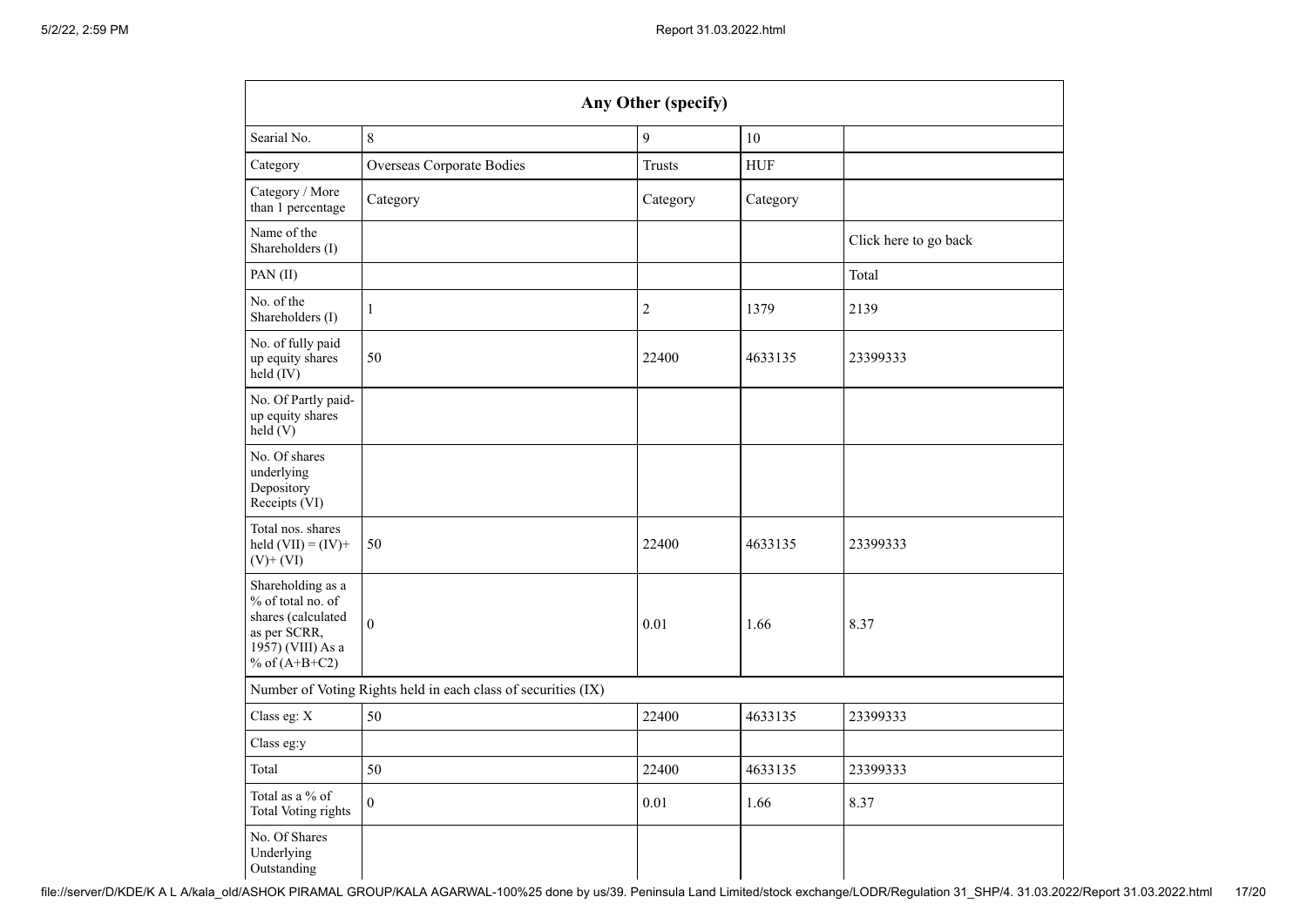| Any Other (specify) | | | | |
|---|---|---|---|---|
| Searial No. | 8 | 9 | 10 | |
| Category | Overseas Corporate Bodies | Trusts | HUF | |
| Category / More than 1 percentage | Category | Category | Category | |
| Name of the Shareholders (I) | | | | Click here to go back |
| PAN (II) | | | | Total |
| No. of the Shareholders (I) | 1 | 2 | 1379 | 2139 |
| No. of fully paid up equity shares held (IV) | 50 | 22400 | 4633135 | 23399333 |
| No. Of Partly paid-up equity shares held (V) | | | | |
| No. Of shares underlying Depository Receipts (VI) | | | | |
| Total nos. shares held (VII) = (IV)+ (V)+ (VI) | 50 | 22400 | 4633135 | 23399333 |
| Shareholding as a % of total no. of shares (calculated as per SCRR, 1957) (VIII) As a % of (A+B+C2) | 0 | 0.01 | 1.66 | 8.37 |
| Number of Voting Rights held in each class of securities (IX) | | | | |
| Class eg: X | 50 | 22400 | 4633135 | 23399333 |
| Class eg:y | | | | |
| Total | 50 | 22400 | 4633135 | 23399333 |
| Total as a % of Total Voting rights | 0 | 0.01 | 1.66 | 8.37 |
| No. Of Shares Underlying Outstanding | | | | |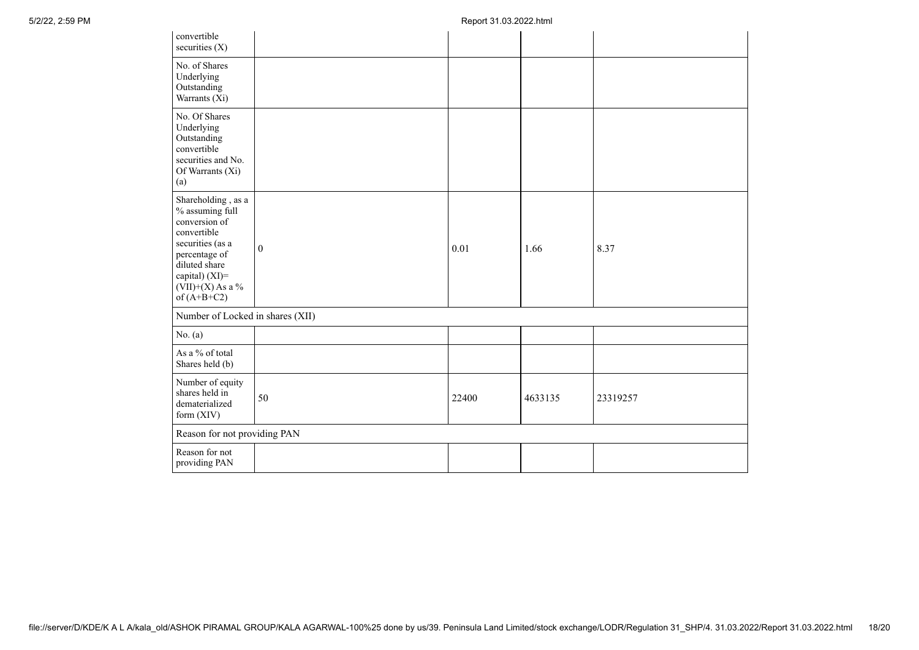| | | | | |
|---|---|---|---|---|
| convertible securities (X) | | | | |
| No. of Shares Underlying Outstanding Warrants (Xi) | | | | |
| No. Of Shares Underlying Outstanding convertible securities and No. Of Warrants (Xi) (a) | | | | |
| Shareholding , as a % assuming full conversion of convertible securities (as a percentage of diluted share capital) (XI)= (VII)+(X) As a % of (A+B+C2) | 0 | 0.01 | 1.66 | 8.37 |
| Number of Locked in shares (XII) | | | | |
| No. (a) | | | | |
| As a % of total Shares held (b) | | | | |
| Number of equity shares held in dematerialized form (XIV) | 50 | 22400 | 4633135 | 23319257 |
| Reason for not providing PAN | | | | |
| Reason for not providing PAN | | | | |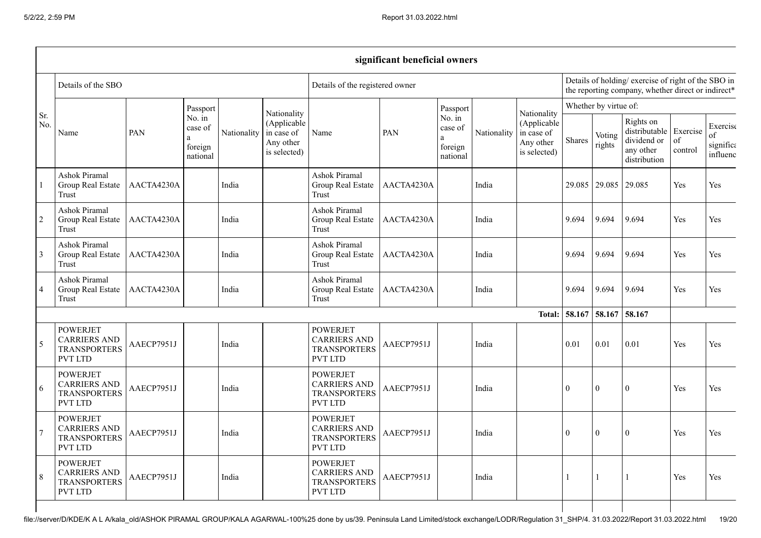| significant beneficial owners | | | | | | | | | | | | | | | |
|---|---|---|---|---|---|---|---|---|---|---|---|---|---|---|---|
| Sr. No. | Details of the SBO | | | | | Details of the registered owner | | | | | Details of holding/ exercise of right of the SBO in the reporting company, whether direct or indirect* | | | | |
| | | | | | | | | | | | Whether by virtue of: | | | | |
| | Name | PAN | Passport No. in case of a foreign national | Nationality | Nationality (Applicable in case of Any other is selected) | Name | PAN | Passport No. in case of a foreign national | Nationality | Nationality (Applicable in case of Any other is selected) | Shares | Voting rights | Rights on distributable dividend or any other distribution | Exercise of control | Exercise of significant influence |
| 1 | Ashok Piramal Group Real Estate Trust | AACTA4230A | | India | | Ashok Piramal Group Real Estate Trust | AACTA4230A | | India | | 29.085 | 29.085 | 29.085 | Yes | Yes |
| 2 | Ashok Piramal Group Real Estate Trust | AACTA4230A | | India | | Ashok Piramal Group Real Estate Trust | AACTA4230A | | India | | 9.694 | 9.694 | 9.694 | Yes | Yes |
| 3 | Ashok Piramal Group Real Estate Trust | AACTA4230A | | India | | Ashok Piramal Group Real Estate Trust | AACTA4230A | | India | | 9.694 | 9.694 | 9.694 | Yes | Yes |
| 4 | Ashok Piramal Group Real Estate Trust | AACTA4230A | | India | | Ashok Piramal Group Real Estate Trust | AACTA4230A | | India | | 9.694 | 9.694 | 9.694 | Yes | Yes |
| | | | | | | | | | | **Total:** | **58.167** | **58.167** | **58.167** | | |
| 5 | POWERJET CARRIERS AND TRANSPORTERS PVT LTD | AAECP7951J | | India | | POWERJET CARRIERS AND TRANSPORTERS PVT LTD | AAECP7951J | | India | | 0.01 | 0.01 | 0.01 | Yes | Yes |
| 6 | POWERJET CARRIERS AND TRANSPORTERS PVT LTD | AAECP7951J | | India | | POWERJET CARRIERS AND TRANSPORTERS PVT LTD | AAECP7951J | | India | | 0 | 0 | 0 | Yes | Yes |
| 7 | POWERJET CARRIERS AND TRANSPORTERS PVT LTD | AAECP7951J | | India | | POWERJET CARRIERS AND TRANSPORTERS PVT LTD | AAECP7951J | | India | | 0 | 0 | 0 | Yes | Yes |
| 8 | POWERJET CARRIERS AND TRANSPORTERS PVT LTD | AAECP7951J | | India | | POWERJET CARRIERS AND TRANSPORTERS PVT LTD | AAECP7951J | | India | | 1 | 1 | 1 | Yes | Yes |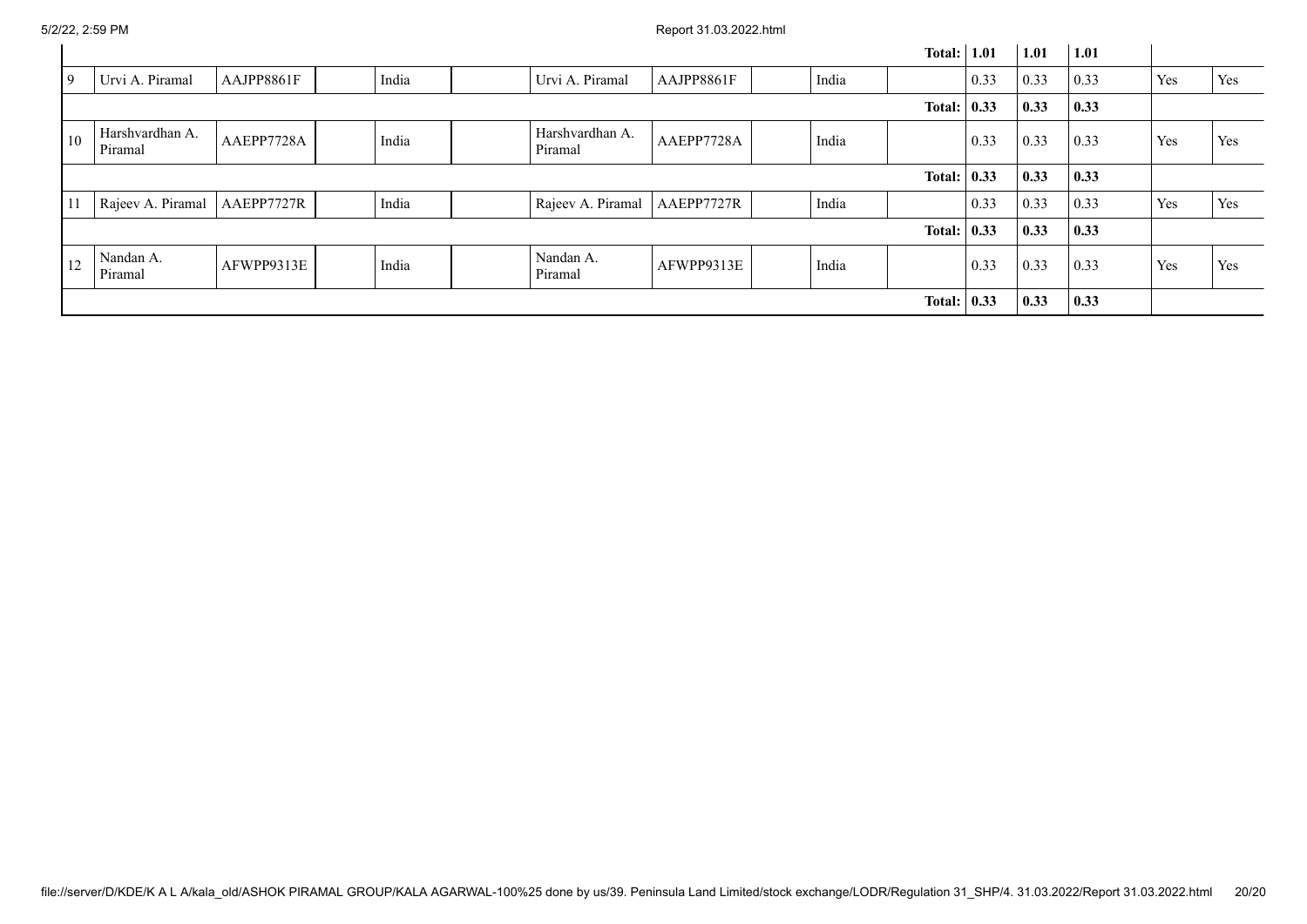| | | | | | | | | | | | | | | | |
|---|---|---|---|---|---|---|---|---|---|---|---|---|---|---|---|
| | | | | | | | | | | **Total:** | **1.01** | **1.01** | **1.01** | | |
| 9 | Urvi A. Piramal | AAJPP8861F | | India | | Urvi A. Piramal | AAJPP8861F | | India | | 0.33 | 0.33 | 0.33 | Yes | Yes |
| | | | | | | | | | | **Total:** | **0.33** | **0.33** | **0.33** | | |
| 10 | Harshvardhan A. Piramal | AAEPP7728A | | India | | Harshvardhan A. Piramal | AAEPP7728A | | India | | 0.33 | 0.33 | 0.33 | Yes | Yes |
| | | | | | | | | | | **Total:** | **0.33** | **0.33** | **0.33** | | |
| 11 | Rajeev A. Piramal | AAEPP7727R | | India | | Rajeev A. Piramal | AAEPP7727R | | India | | 0.33 | 0.33 | 0.33 | Yes | Yes |
| | | | | | | | | | | **Total:** | **0.33** | **0.33** | **0.33** | | |
| 12 | Nandan A. Piramal | AFWPP9313E | | India | | Nandan A. Piramal | AFWPP9313E | | India | | 0.33 | 0.33 | 0.33 | Yes | Yes |
| | | | | | | | | | | **Total:** | **0.33** | **0.33** | **0.33** | | |